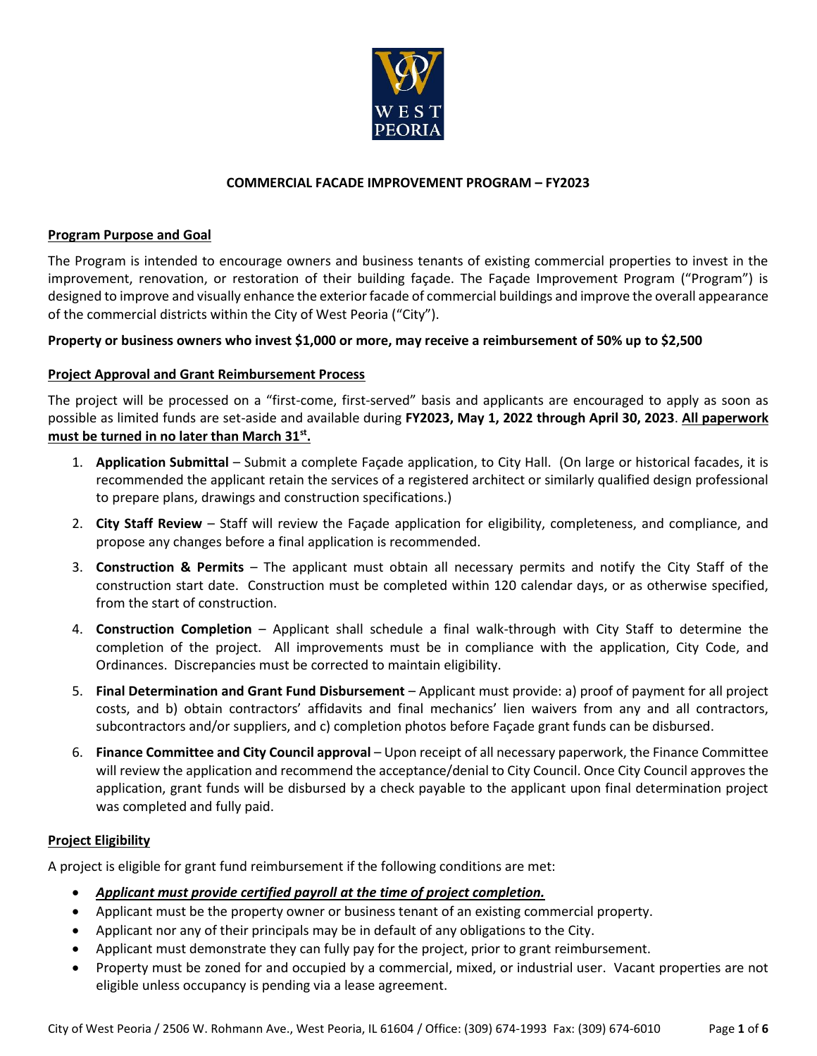# COMMERCIAL FACADE IMPROVEMENT PROGRAM – FY2023

## Program Purpose and Goal

The Program is intended to encourage owners and business tenants of existing commercial properties to invest in the improvement, renovation, or restoration of their building façade. The Façade Improvement Program ("Program") is designed to improve and visually enhance the exterior facade of commercial buildings and improve the overall appearance of the commercial districts within the City of West Peoria ("City").

**Property or business owners who invest $1,000 or more, may receive a reimbursement of 50% up to $2,500**

## Project Approval and Grant Reimbursement Process

The project will be processed on a "first-come, first-served" basis and applicants are encouraged to apply as soon as possible as limited funds are set-aside and available during **FY2023, May 1, 2022 through April 30, 2023**. **All paperwork must be turned in no later than March 31st.**

1. **Application Submittal** – Submit a complete Façade application, to City Hall. (On large or historical facades, it is recommended the applicant retain the services of a registered architect or similarly qualified design professional to prepare plans, drawings and construction specifications.)
2. **City Staff Review** – Staff will review the Façade application for eligibility, completeness, and compliance, and propose any changes before a final application is recommended.
3. **Construction & Permits** – The applicant must obtain all necessary permits and notify the City Staff of the construction start date. Construction must be completed within 120 calendar days, or as otherwise specified, from the start of construction.
4. **Construction Completion** – Applicant shall schedule a final walk-through with City Staff to determine the completion of the project. All improvements must be in compliance with the application, City Code, and Ordinances. Discrepancies must be corrected to maintain eligibility.
5. **Final Determination and Grant Fund Disbursement** – Applicant must provide: a) proof of payment for all project costs, and b) obtain contractors' affidavits and final mechanics' lien waivers from any and all contractors, subcontractors and/or suppliers, and c) completion photos before Façade grant funds can be disbursed.
6. **Finance Committee and City Council approval** – Upon receipt of all necessary paperwork, the Finance Committee will review the application and recommend the acceptance/denial to City Council. Once City Council approves the application, grant funds will be disbursed by a check payable to the applicant upon final determination project was completed and fully paid.

## Project Eligibility

A project is eligible for grant fund reimbursement if the following conditions are met:

- ***Applicant must provide certified payroll at the time of project completion.***
- Applicant must be the property owner or business tenant of an existing commercial property.
- Applicant nor any of their principals may be in default of any obligations to the City.
- Applicant must demonstrate they can fully pay for the project, prior to grant reimbursement.
- Property must be zoned for and occupied by a commercial, mixed, or industrial user. Vacant properties are not eligible unless occupancy is pending via a lease agreement.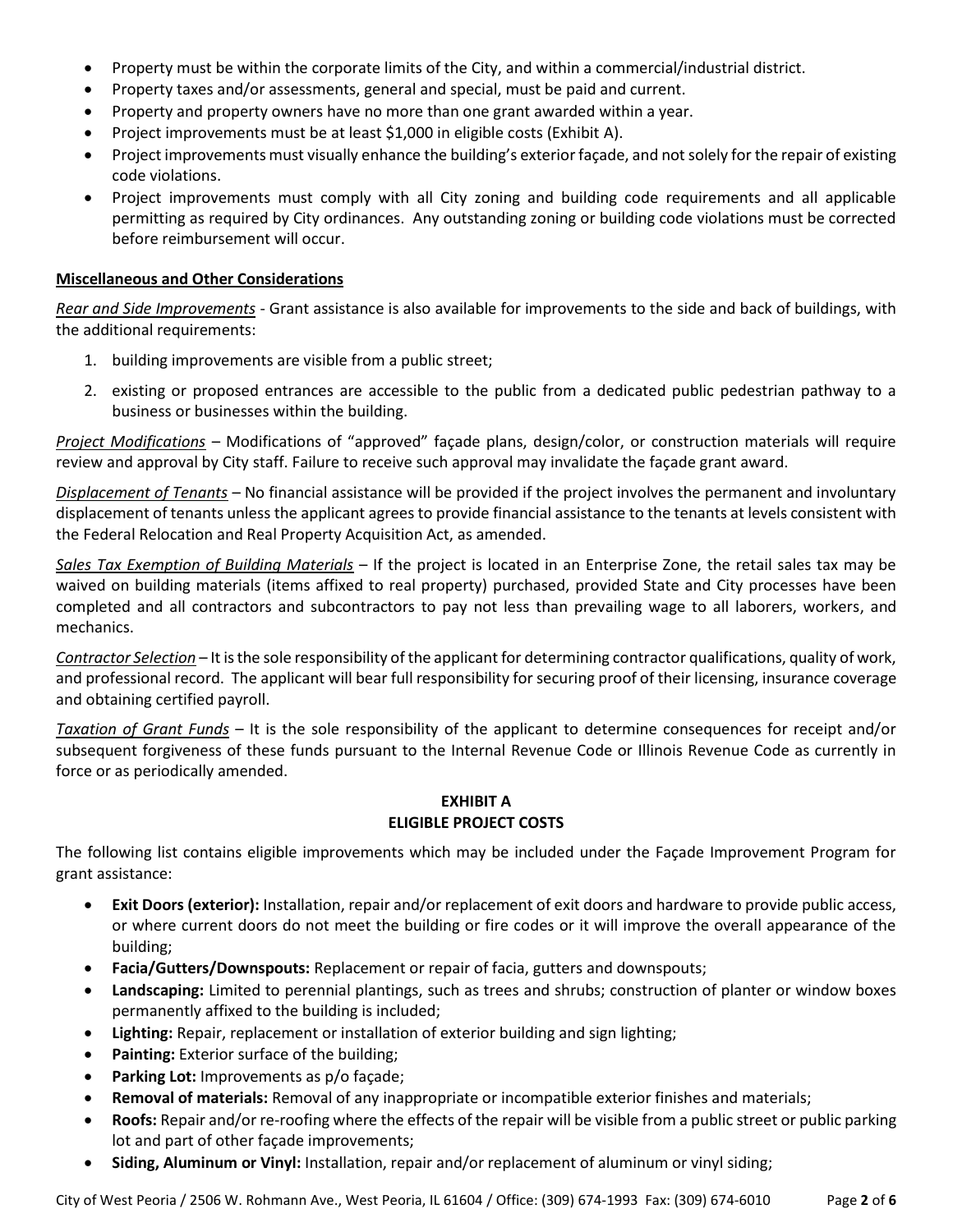- Property must be within the corporate limits of the City, and within a commercial/industrial district.
- Property taxes and/or assessments, general and special, must be paid and current.
- Property and property owners have no more than one grant awarded within a year.
- Project improvements must be at least $1,000 in eligible costs (Exhibit A).
- Project improvements must visually enhance the building's exterior façade, and not solely for the repair of existing code violations.
- Project improvements must comply with all City zoning and building code requirements and all applicable permitting as required by City ordinances. Any outstanding zoning or building code violations must be corrected before reimbursement will occur.

**Miscellaneous and Other Considerations**

*Rear and Side Improvements* - Grant assistance is also available for improvements to the side and back of buildings, with the additional requirements:

1. building improvements are visible from a public street;
2. existing or proposed entrances are accessible to the public from a dedicated public pedestrian pathway to a business or businesses within the building.

*Project Modifications* – Modifications of "approved" façade plans, design/color, or construction materials will require review and approval by City staff. Failure to receive such approval may invalidate the façade grant award.

*Displacement of Tenants* – No financial assistance will be provided if the project involves the permanent and involuntary displacement of tenants unless the applicant agrees to provide financial assistance to the tenants at levels consistent with the Federal Relocation and Real Property Acquisition Act, as amended.

*Sales Tax Exemption of Building Materials* – If the project is located in an Enterprise Zone, the retail sales tax may be waived on building materials (items affixed to real property) purchased, provided State and City processes have been completed and all contractors and subcontractors to pay not less than prevailing wage to all laborers, workers, and mechanics.

*Contractor Selection* – It is the sole responsibility of the applicant for determining contractor qualifications, quality of work, and professional record. The applicant will bear full responsibility for securing proof of their licensing, insurance coverage and obtaining certified payroll.

*Taxation of Grant Funds* – It is the sole responsibility of the applicant to determine consequences for receipt and/or subsequent forgiveness of these funds pursuant to the Internal Revenue Code or Illinois Revenue Code as currently in force or as periodically amended.

## EXHIBIT A
## ELIGIBLE PROJECT COSTS

The following list contains eligible improvements which may be included under the Façade Improvement Program for grant assistance:

- **Exit Doors (exterior):** Installation, repair and/or replacement of exit doors and hardware to provide public access, or where current doors do not meet the building or fire codes or it will improve the overall appearance of the building;
- **Facia/Gutters/Downspouts:** Replacement or repair of facia, gutters and downspouts;
- **Landscaping:** Limited to perennial plantings, such as trees and shrubs; construction of planter or window boxes permanently affixed to the building is included;
- **Lighting:** Repair, replacement or installation of exterior building and sign lighting;
- **Painting:** Exterior surface of the building;
- **Parking Lot:** Improvements as p/o façade;
- **Removal of materials:** Removal of any inappropriate or incompatible exterior finishes and materials;
- **Roofs:** Repair and/or re-roofing where the effects of the repair will be visible from a public street or public parking lot and part of other façade improvements;
- **Siding, Aluminum or Vinyl:** Installation, repair and/or replacement of aluminum or vinyl siding;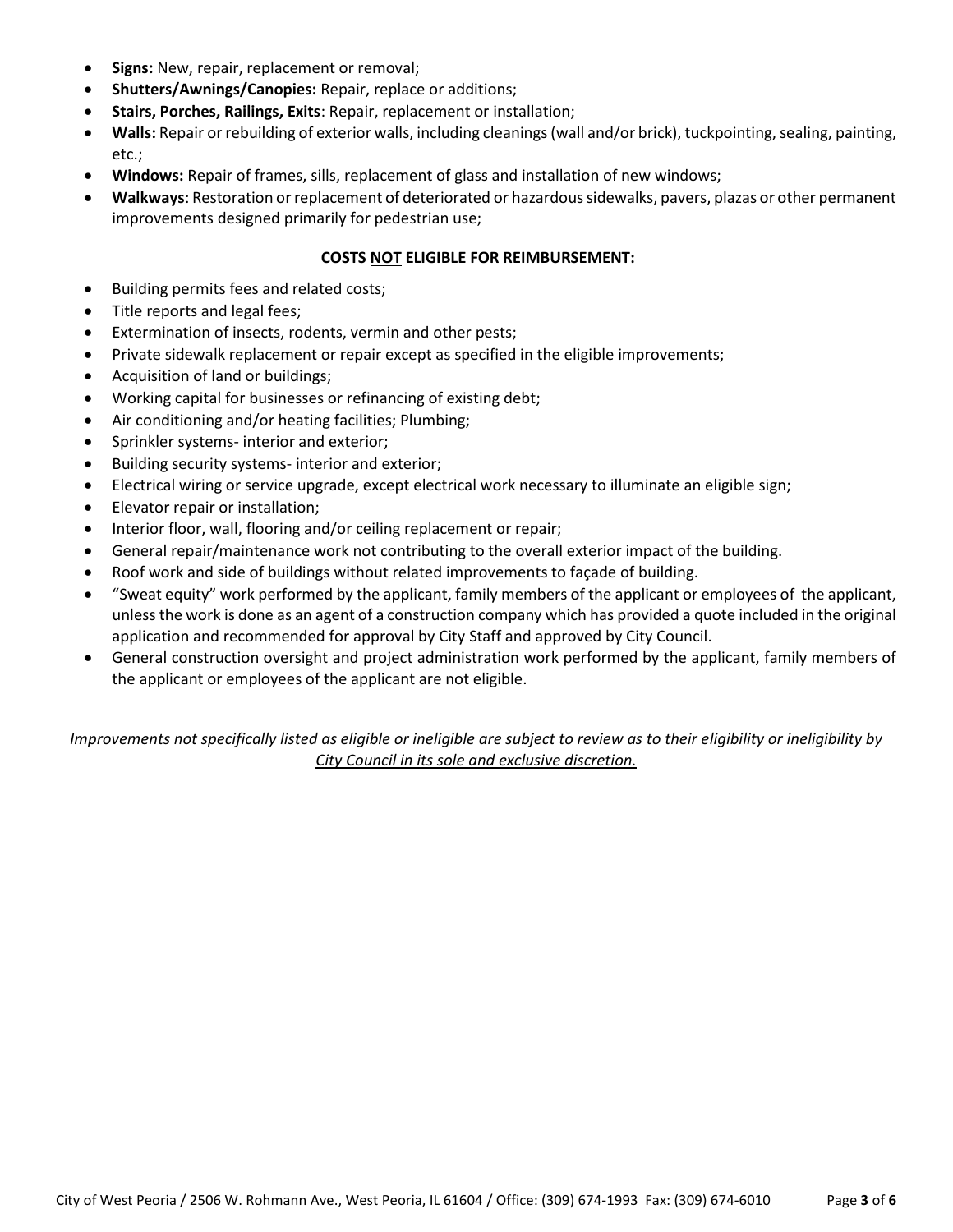- **Signs:** New, repair, replacement or removal;
- **Shutters/Awnings/Canopies:** Repair, replace or additions;
- **Stairs, Porches, Railings, Exits**: Repair, replacement or installation;
- **Walls:** Repair or rebuilding of exterior walls, including cleanings (wall and/or brick), tuckpointing, sealing, painting, etc.;
- **Windows:** Repair of frames, sills, replacement of glass and installation of new windows;
- **Walkways**: Restoration or replacement of deteriorated or hazardous sidewalks, pavers, plazas or other permanent improvements designed primarily for pedestrian use;

**COSTS <u>NOT</u> ELIGIBLE FOR REIMBURSEMENT:**

- Building permits fees and related costs;
- Title reports and legal fees;
- Extermination of insects, rodents, vermin and other pests;
- Private sidewalk replacement or repair except as specified in the eligible improvements;
- Acquisition of land or buildings;
- Working capital for businesses or refinancing of existing debt;
- Air conditioning and/or heating facilities; Plumbing;
- Sprinkler systems- interior and exterior;
- Building security systems- interior and exterior;
- Electrical wiring or service upgrade, except electrical work necessary to illuminate an eligible sign;
- Elevator repair or installation;
- Interior floor, wall, flooring and/or ceiling replacement or repair;
- General repair/maintenance work not contributing to the overall exterior impact of the building.
- Roof work and side of buildings without related improvements to façade of building.
- "Sweat equity" work performed by the applicant, family members of the applicant or employees of the applicant, unless the work is done as an agent of a construction company which has provided a quote included in the original application and recommended for approval by City Staff and approved by City Council.
- General construction oversight and project administration work performed by the applicant, family members of the applicant or employees of the applicant are not eligible.

*<u>Improvements not specifically listed as eligible or ineligible are subject to review as to their eligibility or ineligibility by City Council in its sole and exclusive discretion.</u>*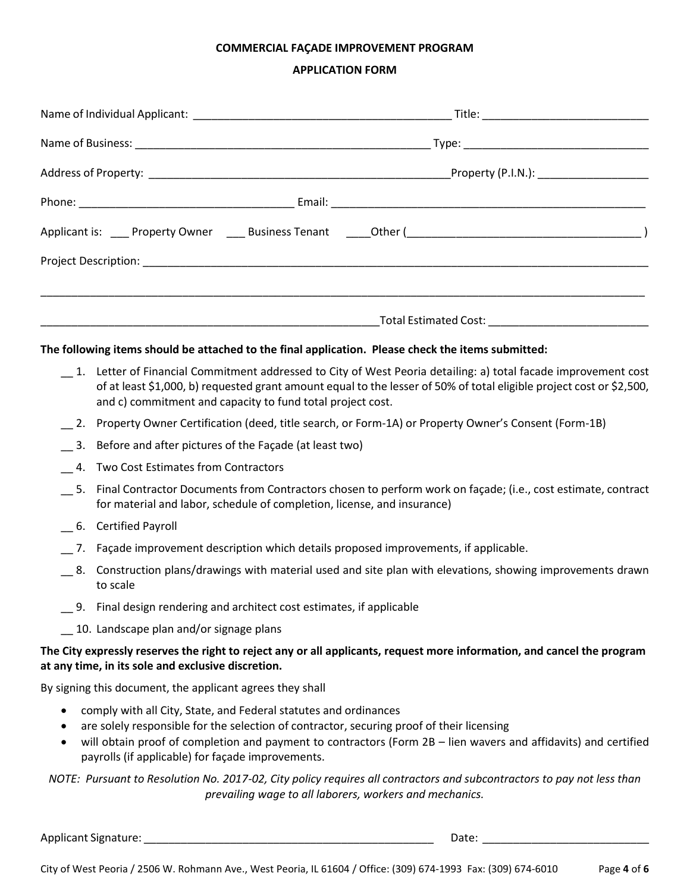**COMMERCIAL FAÇADE IMPROVEMENT PROGRAM**

**APPLICATION FORM**

Name of Individual Applicant: ___________________________________________ Title: ____________________________

Name of Business: _________________________________________________ Type: _______________________________

Address of Property: ___________________________________________________Property (P.I.N.): __________________

Phone: ____________________________________ Email: _____________________________________________________

Applicant is: ___ Property Owner ___ Business Tenant ____Other (______________________________________ )

Project Description: _____________________________________________________________________________________

______________________________________________________________________________________________________

_________________________________________________________Total Estimated Cost: ___________________________

**The following items should be attached to the final application. Please check the items submitted:**

__ 1. Letter of Financial Commitment addressed to City of West Peoria detailing: a) total facade improvement cost of at least $1,000, b) requested grant amount equal to the lesser of 50% of total eligible project cost or $2,500, and c) commitment and capacity to fund total project cost.

__ 2. Property Owner Certification (deed, title search, or Form-1A) or Property Owner's Consent (Form-1B)

__ 3. Before and after pictures of the Façade (at least two)

__ 4. Two Cost Estimates from Contractors

__ 5. Final Contractor Documents from Contractors chosen to perform work on façade; (i.e., cost estimate, contract for material and labor, schedule of completion, license, and insurance)

__ 6. Certified Payroll

__ 7. Façade improvement description which details proposed improvements, if applicable.

__ 8. Construction plans/drawings with material used and site plan with elevations, showing improvements drawn to scale

__ 9. Final design rendering and architect cost estimates, if applicable

__ 10. Landscape plan and/or signage plans

**The City expressly reserves the right to reject any or all applicants, request more information, and cancel the program at any time, in its sole and exclusive discretion.**

By signing this document, the applicant agrees they shall

- comply with all City, State, and Federal statutes and ordinances
- are solely responsible for the selection of contractor, securing proof of their licensing
- will obtain proof of completion and payment to contractors (Form 2B – lien wavers and affidavits) and certified payrolls (if applicable) for façade improvements.

*NOTE: Pursuant to Resolution No. 2017-02, City policy requires all contractors and subcontractors to pay not less than prevailing wage to all laborers, workers and mechanics.*

Applicant Signature: __________________________________________________ Date: ____________________________

City of West Peoria / 2506 W. Rohmann Ave., West Peoria, IL 61604 / Office: (309) 674-1993 Fax: (309) 674-6010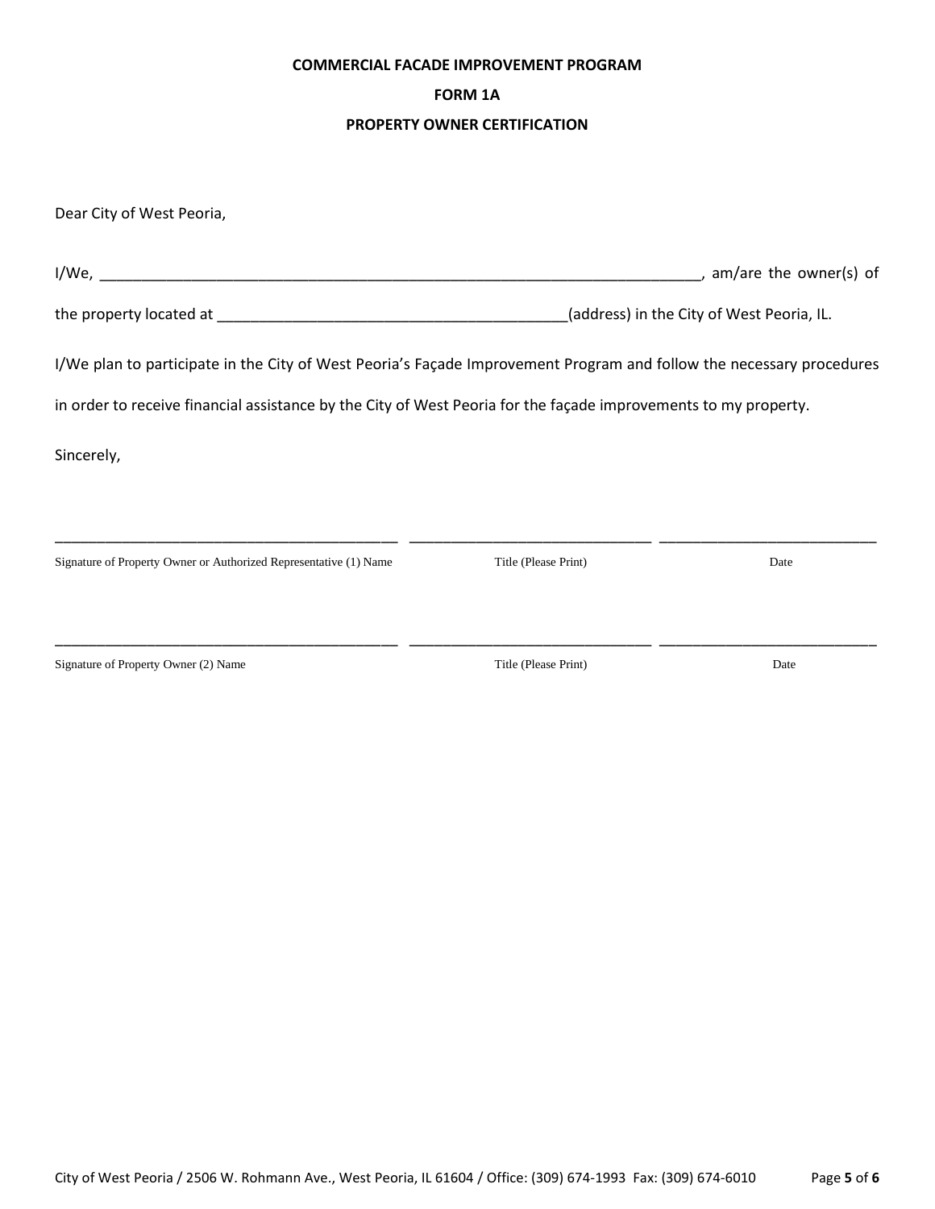**COMMERCIAL FACADE IMPROVEMENT PROGRAM**

**FORM 1A**

**PROPERTY OWNER CERTIFICATION**

Dear City of West Peoria,

I/We, \_\_\_\_\_\_\_\_\_\_\_\_\_\_\_\_\_\_\_\_\_\_\_\_\_\_\_\_\_\_\_\_\_\_\_\_\_\_\_\_\_\_\_\_\_\_\_\_\_\_\_\_\_\_\_\_\_\_\_\_\_\_\_\_\_\_\_\_\_\_\_\_, am/are the owner(s) of the property located at \_\_\_\_\_\_\_\_\_\_\_\_\_\_\_\_\_\_\_\_\_\_\_\_\_\_\_\_\_\_\_\_\_\_\_\_\_\_\_\_\_\_(address) in the City of West Peoria, IL.

I/We plan to participate in the City of West Peoria's Façade Improvement Program and follow the necessary procedures in order to receive financial assistance by the City of West Peoria for the façade improvements to my property.

Sincerely,

\_\_\_\_\_\_\_\_\_\_\_\_\_\_\_\_\_\_\_\_\_\_\_\_\_\_\_\_\_\_\_\_\_\_\_\_\_\_\_\_\_\_ \_\_\_\_\_\_\_\_\_\_\_\_\_\_\_\_\_\_\_\_\_\_\_\_\_\_\_\_\_\_ \_\_\_\_\_\_\_\_\_\_\_\_\_\_\_\_\_\_\_\_\_\_\_\_\_\_\_

Signature of Property Owner or Authorized Representative (1) Name | Title (Please Print) | Date

\_\_\_\_\_\_\_\_\_\_\_\_\_\_\_\_\_\_\_\_\_\_\_\_\_\_\_\_\_\_\_\_\_\_\_\_\_\_\_\_\_\_ \_\_\_\_\_\_\_\_\_\_\_\_\_\_\_\_\_\_\_\_\_\_\_\_\_\_\_\_\_\_ \_\_\_\_\_\_\_\_\_\_\_\_\_\_\_\_\_\_\_\_\_\_\_\_\_\_\_

Signature of Property Owner (2) Name | Title (Please Print) | Date

City of West Peoria / 2506 W. Rohmann Ave., West Peoria, IL 61604 / Office: (309) 674-1993 Fax: (309) 674-6010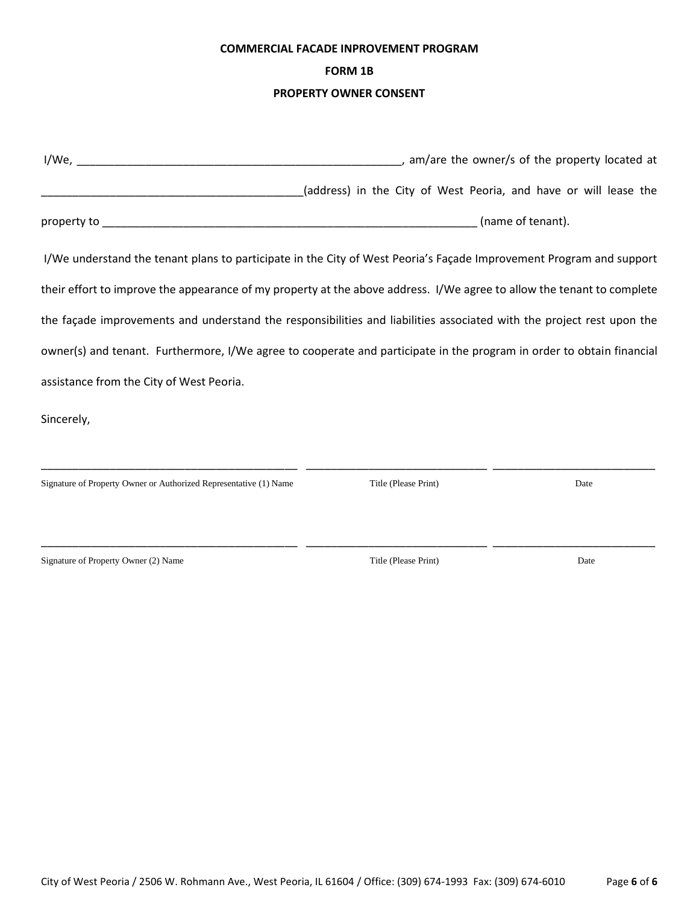**COMMERCIAL FACADE INPROVEMENT PROGRAM**

**FORM 1B**

**PROPERTY OWNER CONSENT**

I/We, _____________________________________________________, am/are the owner/s of the property located at ___________________________________________(address) in the City of West Peoria, and have or will lease the property to ______________________________________________________________ (name of tenant).

I/We understand the tenant plans to participate in the City of West Peoria's Façade Improvement Program and support their effort to improve the appearance of my property at the above address. I/We agree to allow the tenant to complete the façade improvements and understand the responsibilities and liabilities associated with the project rest upon the owner(s) and tenant. Furthermore, I/We agree to cooperate and participate in the program in order to obtain financial assistance from the City of West Peoria.

Sincerely,

| | | |
|---|---|---|
| ___________________________________________ | ______________________________ | ___________________________ |
| Signature of Property Owner or Authorized Representative (1) Name | Title (Please Print) | Date |
| ___________________________________________ | ______________________________ | ___________________________ |
| Signature of Property Owner (2) Name | Title (Please Print) | Date |

City of West Peoria / 2506 W. Rohmann Ave., West Peoria, IL 61604 / Office: (309) 674-1993 Fax: (309) 674-6010